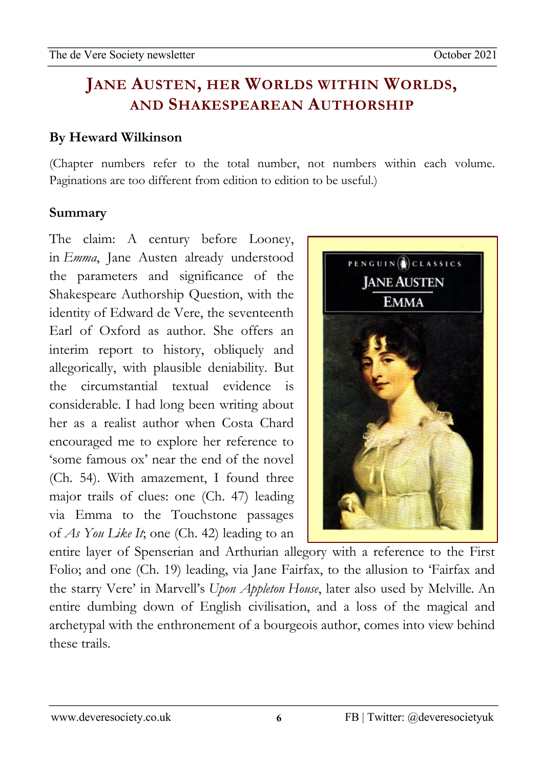# Jane Austen, her Worlds within Worlds, and Shakespearean Authorship

**By Heward Wilkinson**

(Chapter numbers refer to the total number, not numbers within each volume. Paginations are too different from edition to edition to be useful.)

## Summary

The claim: A century before Looney, in *Emma*, Jane Austen already understood the parameters and significance of the Shakespeare Authorship Question, with the identity of Edward de Vere, the seventeenth Earl of Oxford as author. She offers an interim report to history, obliquely and allegorically, with plausible deniability. But the circumstantial textual evidence is considerable. I had long been writing about her as a realist author when Costa Chard encouraged me to explore her reference to 'some famous ox' near the end of the novel (Ch. 54). With amazement, I found three major trails of clues: one (Ch. 47) leading via Emma to the Touchstone passages of *As You Like It*; one (Ch. 42) leading to an entire layer of Spenserian and Arthurian allegory with a reference to the First Folio; and one (Ch. 19) leading, via Jane Fairfax, to the allusion to 'Fairfax and the starry Vere' in Marvell's *Upon Appleton House*, later also used by Melville. An entire dumbing down of English civilisation, and a loss of the magical and archetypal with the enthronement of a bourgeois author, comes into view behind these trails.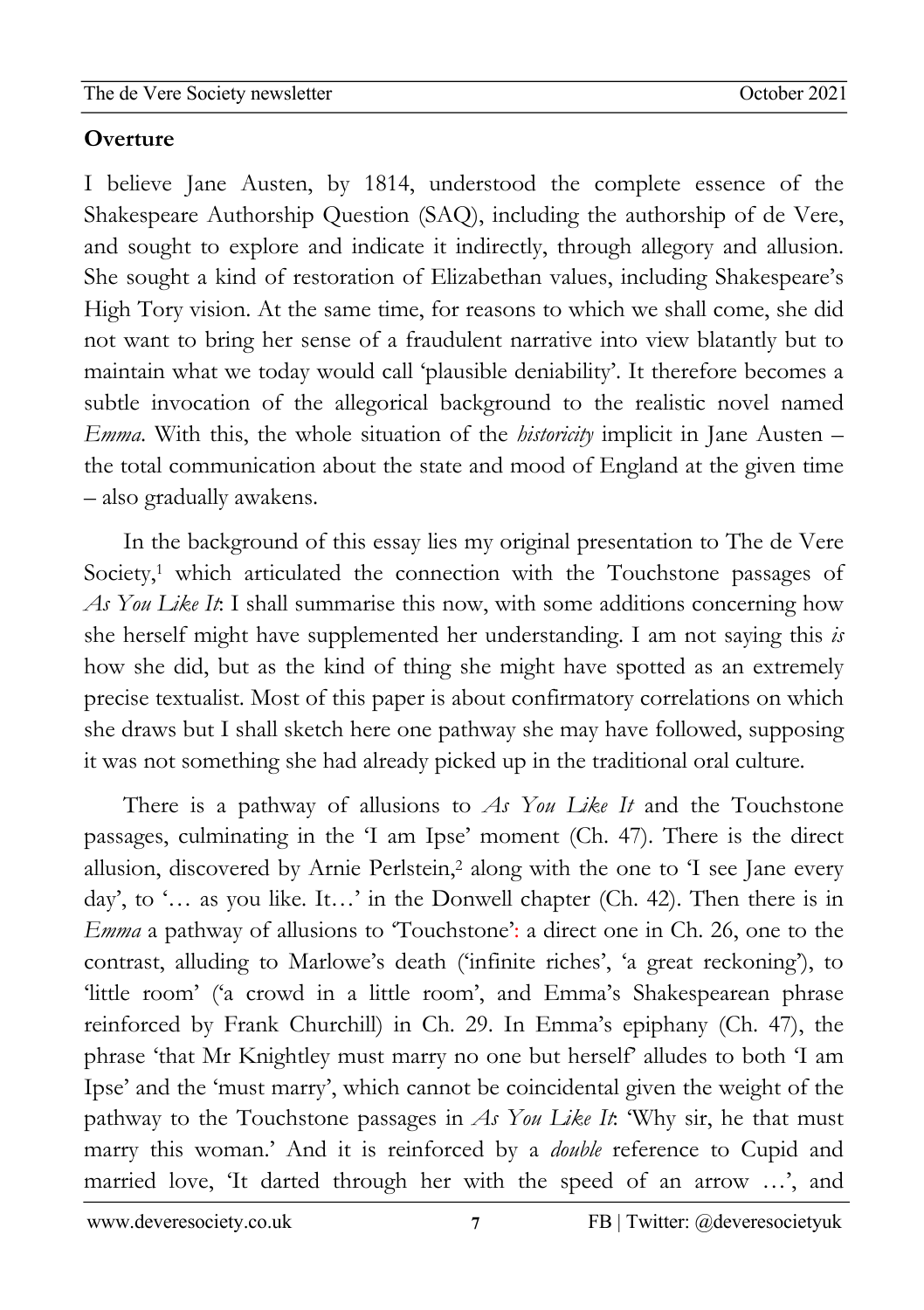**Overture**

I believe Jane Austen, by 1814, understood the complete essence of the Shakespeare Authorship Question (SAQ), including the authorship of de Vere, and sought to explore and indicate it indirectly, through allegory and allusion. She sought a kind of restoration of Elizabethan values, including Shakespeare's High Tory vision. At the same time, for reasons to which we shall come, she did not want to bring her sense of a fraudulent narrative into view blatantly but to maintain what we today would call 'plausible deniability'. It therefore becomes a subtle invocation of the allegorical background to the realistic novel named *Emma*. With this, the whole situation of the *historicity* implicit in Jane Austen – the total communication about the state and mood of England at the given time – also gradually awakens.

In the background of this essay lies my original presentation to The de Vere Society,[1] which articulated the connection with the Touchstone passages of *As You Like It*: I shall summarise this now, with some additions concerning how she herself might have supplemented her understanding. I am not saying this *is* how she did, but as the kind of thing she might have spotted as an extremely precise textualist. Most of this paper is about confirmatory correlations on which she draws but I shall sketch here one pathway she may have followed, supposing it was not something she had already picked up in the traditional oral culture.

There is a pathway of allusions to *As You Like It* and the Touchstone passages, culminating in the 'I am Ipse' moment (Ch. 47). There is the direct allusion, discovered by Arnie Perlstein,[2] along with the one to 'I see Jane every day', to '… as you like. It…' in the Donwell chapter (Ch. 42). Then there is in *Emma* a pathway of allusions to 'Touchstone': a direct one in Ch. 26, one to the contrast, alluding to Marlowe's death ('infinite riches', 'a great reckoning'), to 'little room' ('a crowd in a little room', and Emma's Shakespearean phrase reinforced by Frank Churchill) in Ch. 29. In Emma's epiphany (Ch. 47), the phrase 'that Mr Knightley must marry no one but herself' alludes to both 'I am Ipse' and the 'must marry', which cannot be coincidental given the weight of the pathway to the Touchstone passages in *As You Like It*: 'Why sir, he that must marry this woman.' And it is reinforced by a *double* reference to Cupid and married love, 'It darted through her with the speed of an arrow …', and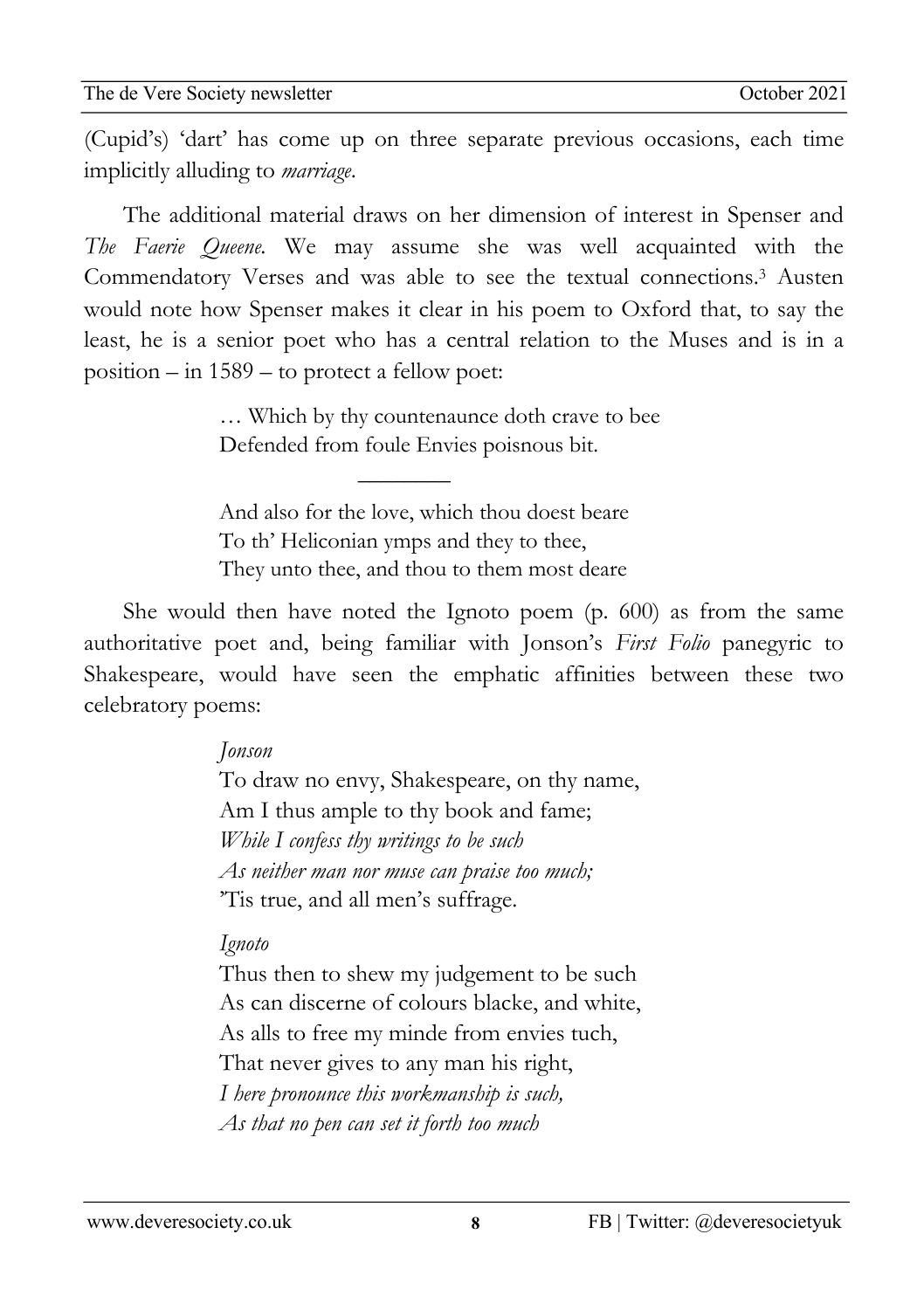(Cupid's) 'dart' has come up on three separate previous occasions, each time implicitly alluding to *marriage*.

The additional material draws on her dimension of interest in Spenser and *The Faerie Queene*. We may assume she was well acquainted with the Commendatory Verses and was able to see the textual connections.[3] Austen would note how Spenser makes it clear in his poem to Oxford that, to say the least, he is a senior poet who has a central relation to the Muses and is in a position – in 1589 – to protect a fellow poet:

> … Which by thy countenaunce doth crave to bee
> Defended from foule Envies poisnous bit.
>
> ————
>
> And also for the love, which thou doest beare
> To th' Heliconian ymps and they to thee,
> They unto thee, and thou to them most deare

She would then have noted the Ignoto poem (p. 600) as from the same authoritative poet and, being familiar with Jonson's *First Folio* panegyric to Shakespeare, would have seen the emphatic affinities between these two celebratory poems:

> *Jonson*
> To draw no envy, Shakespeare, on thy name,
> Am I thus ample to thy book and fame;
> *While I confess thy writings to be such*
> *As neither man nor muse can praise too much;*
> 'Tis true, and all men's suffrage.
>
> *Ignoto*
> Thus then to shew my judgement to be such
> As can discerne of colours blacke, and white,
> As alls to free my minde from envies tuch,
> That never gives to any man his right,
> *I here pronounce this workmanship is such,*
> *As that no pen can set it forth too much*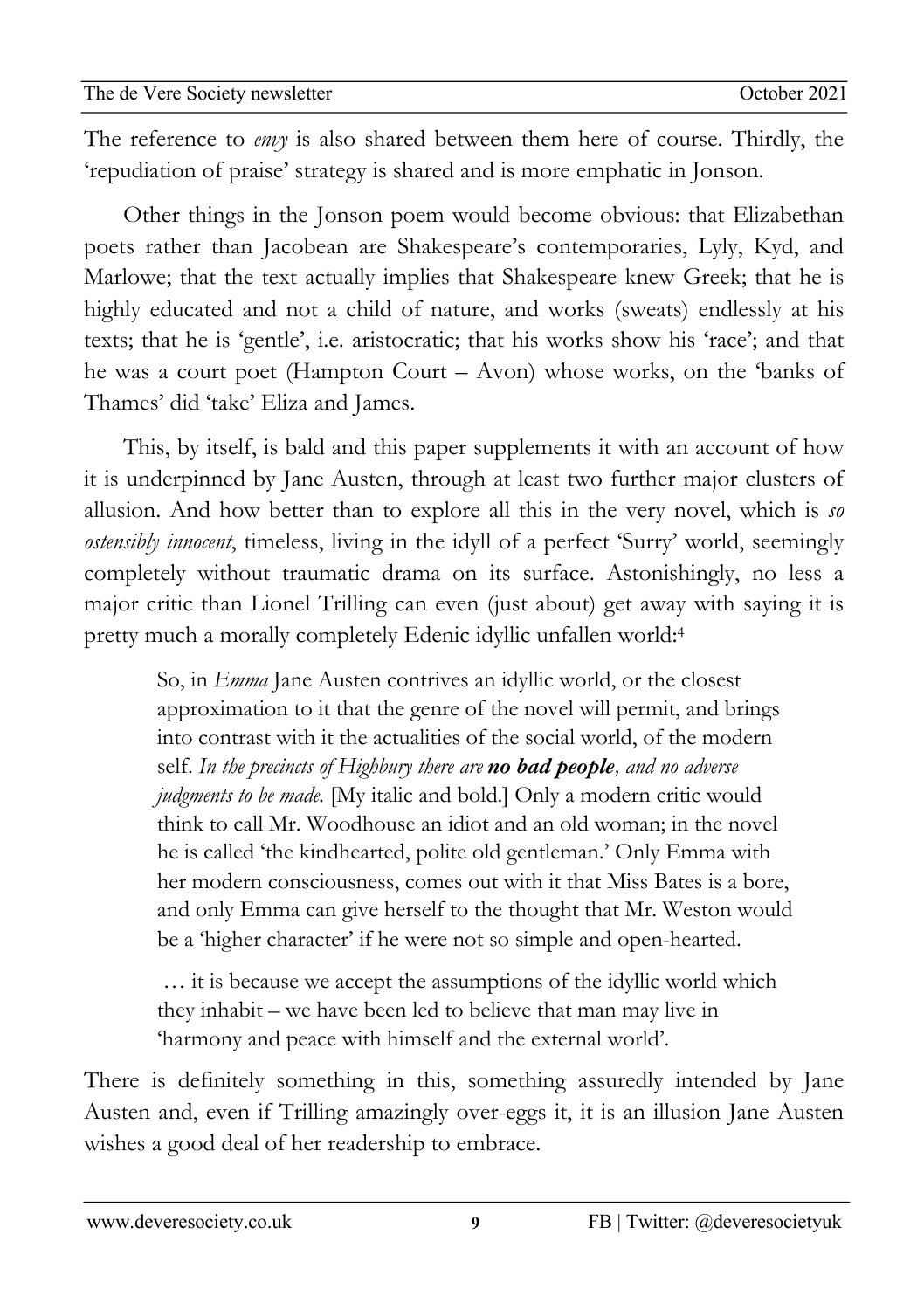The reference to *envy* is also shared between them here of course. Thirdly, the 'repudiation of praise' strategy is shared and is more emphatic in Jonson.

Other things in the Jonson poem would become obvious: that Elizabethan poets rather than Jacobean are Shakespeare's contemporaries, Lyly, Kyd, and Marlowe; that the text actually implies that Shakespeare knew Greek; that he is highly educated and not a child of nature, and works (sweats) endlessly at his texts; that he is 'gentle', i.e. aristocratic; that his works show his 'race'; and that he was a court poet (Hampton Court – Avon) whose works, on the 'banks of Thames' did 'take' Eliza and James.

This, by itself, is bald and this paper supplements it with an account of how it is underpinned by Jane Austen, through at least two further major clusters of allusion. And how better than to explore all this in the very novel, which is *so ostensibly innocent*, timeless, living in the idyll of a perfect 'Surry' world, seemingly completely without traumatic drama on its surface. Astonishingly, no less a major critic than Lionel Trilling can even (just about) get away with saying it is pretty much a morally completely Edenic idyllic unfallen world:[4]

> So, in *Emma* Jane Austen contrives an idyllic world, or the closest approximation to it that the genre of the novel will permit, and brings into contrast with it the actualities of the social world, of the modern self. *In the precincts of Highbury there are* ***no bad people****, and no adverse judgments to be made.* [My italic and bold.] Only a modern critic would think to call Mr. Woodhouse an idiot and an old woman; in the novel he is called 'the kindhearted, polite old gentleman.' Only Emma with her modern consciousness, comes out with it that Miss Bates is a bore, and only Emma can give herself to the thought that Mr. Weston would be a 'higher character' if he were not so simple and open-hearted.
>
> … it is because we accept the assumptions of the idyllic world which they inhabit – we have been led to believe that man may live in 'harmony and peace with himself and the external world'.

There is definitely something in this, something assuredly intended by Jane Austen and, even if Trilling amazingly over-eggs it, it is an illusion Jane Austen wishes a good deal of her readership to embrace.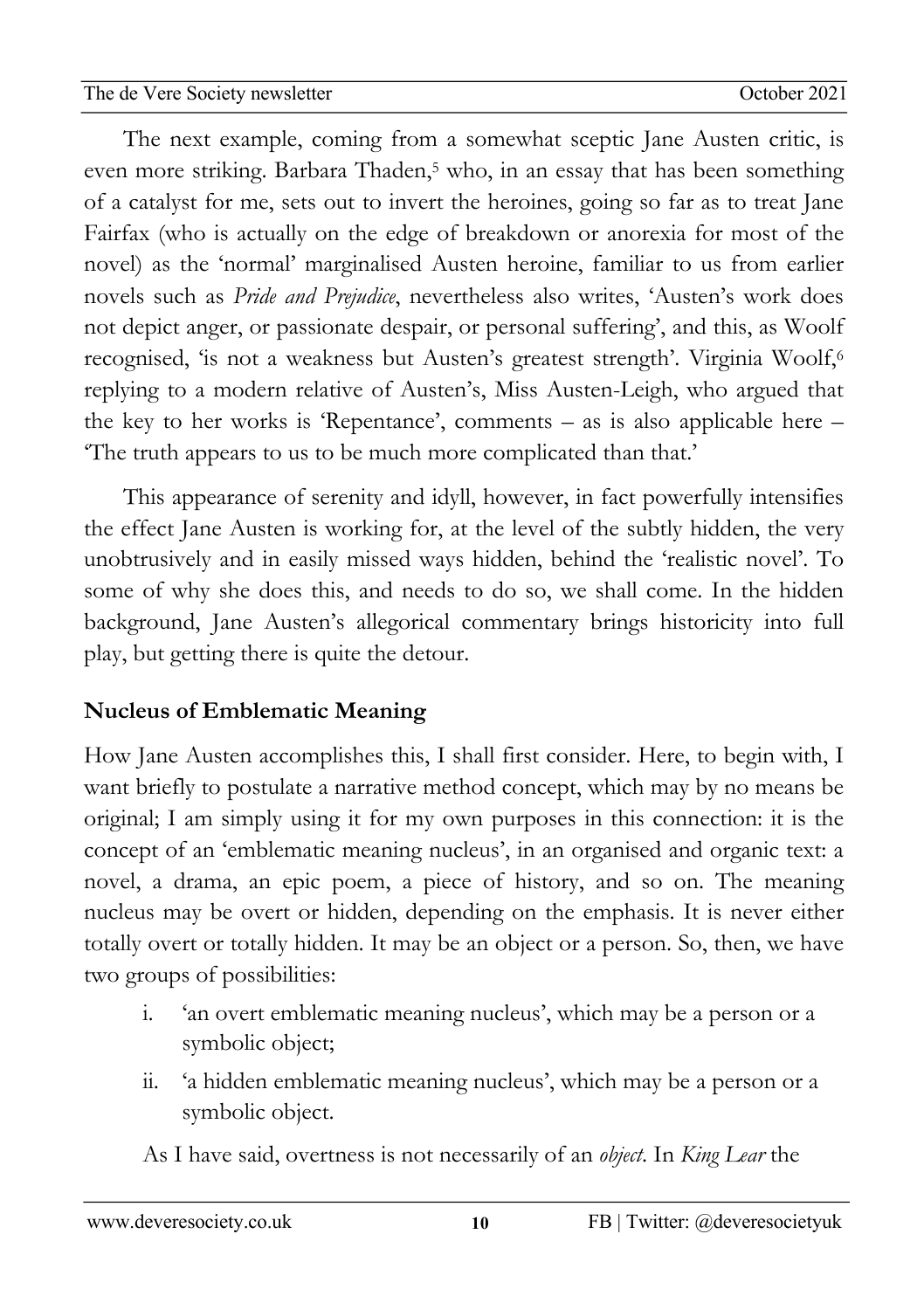The next example, coming from a somewhat sceptic Jane Austen critic, is even more striking. Barbara Thaden,[5] who, in an essay that has been something of a catalyst for me, sets out to invert the heroines, going so far as to treat Jane Fairfax (who is actually on the edge of breakdown or anorexia for most of the novel) as the 'normal' marginalised Austen heroine, familiar to us from earlier novels such as *Pride and Prejudice*, nevertheless also writes, 'Austen's work does not depict anger, or passionate despair, or personal suffering', and this, as Woolf recognised, 'is not a weakness but Austen's greatest strength'. Virginia Woolf,[6] replying to a modern relative of Austen's, Miss Austen-Leigh, who argued that the key to her works is 'Repentance', comments – as is also applicable here – 'The truth appears to us to be much more complicated than that.'

This appearance of serenity and idyll, however, in fact powerfully intensifies the effect Jane Austen is working for, at the level of the subtly hidden, the very unobtrusively and in easily missed ways hidden, behind the 'realistic novel'. To some of why she does this, and needs to do so, we shall come. In the hidden background, Jane Austen's allegorical commentary brings historicity into full play, but getting there is quite the detour.

## Nucleus of Emblematic Meaning

How Jane Austen accomplishes this, I shall first consider. Here, to begin with, I want briefly to postulate a narrative method concept, which may by no means be original; I am simply using it for my own purposes in this connection: it is the concept of an 'emblematic meaning nucleus', in an organised and organic text: a novel, a drama, an epic poem, a piece of history, and so on. The meaning nucleus may be overt or hidden, depending on the emphasis. It is never either totally overt or totally hidden. It may be an object or a person. So, then, we have two groups of possibilities:

i. 'an overt emblematic meaning nucleus', which may be a person or a symbolic object;
ii. 'a hidden emblematic meaning nucleus', which may be a person or a symbolic object.

As I have said, overtness is not necessarily of an *object*. In *King Lear* the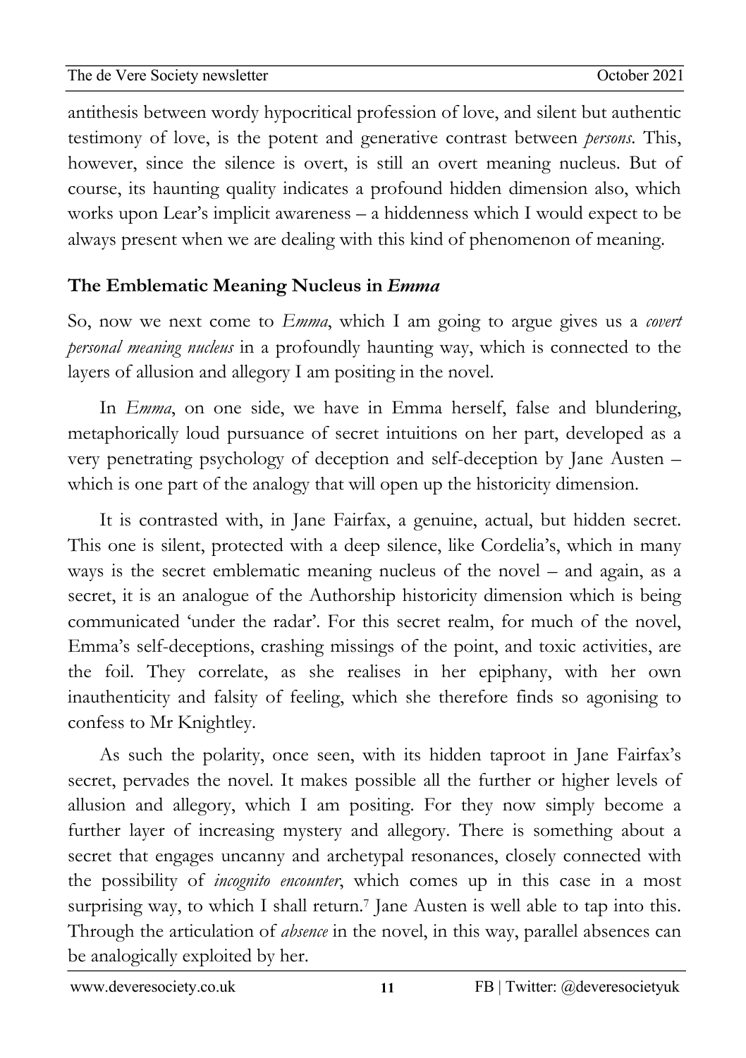antithesis between wordy hypocritical profession of love, and silent but authentic testimony of love, is the potent and generative contrast between *persons*. This, however, since the silence is overt, is still an overt meaning nucleus. But of course, its haunting quality indicates a profound hidden dimension also, which works upon Lear's implicit awareness – a hiddenness which I would expect to be always present when we are dealing with this kind of phenomenon of meaning.

## The Emblematic Meaning Nucleus in *Emma*

So, now we next come to *Emma*, which I am going to argue gives us a *covert personal meaning nucleus* in a profoundly haunting way, which is connected to the layers of allusion and allegory I am positing in the novel.

In *Emma*, on one side, we have in Emma herself, false and blundering, metaphorically loud pursuance of secret intuitions on her part, developed as a very penetrating psychology of deception and self-deception by Jane Austen – which is one part of the analogy that will open up the historicity dimension.

It is contrasted with, in Jane Fairfax, a genuine, actual, but hidden secret. This one is silent, protected with a deep silence, like Cordelia's, which in many ways is the secret emblematic meaning nucleus of the novel – and again, as a secret, it is an analogue of the Authorship historicity dimension which is being communicated 'under the radar'. For this secret realm, for much of the novel, Emma's self-deceptions, crashing missings of the point, and toxic activities, are the foil. They correlate, as she realises in her epiphany, with her own inauthenticity and falsity of feeling, which she therefore finds so agonising to confess to Mr Knightley.

As such the polarity, once seen, with its hidden taproot in Jane Fairfax's secret, pervades the novel. It makes possible all the further or higher levels of allusion and allegory, which I am positing. For they now simply become a further layer of increasing mystery and allegory. There is something about a secret that engages uncanny and archetypal resonances, closely connected with the possibility of *incognito encounter*, which comes up in this case in a most surprising way, to which I shall return.[7] Jane Austen is well able to tap into this. Through the articulation of *absence* in the novel, in this way, parallel absences can be analogically exploited by her.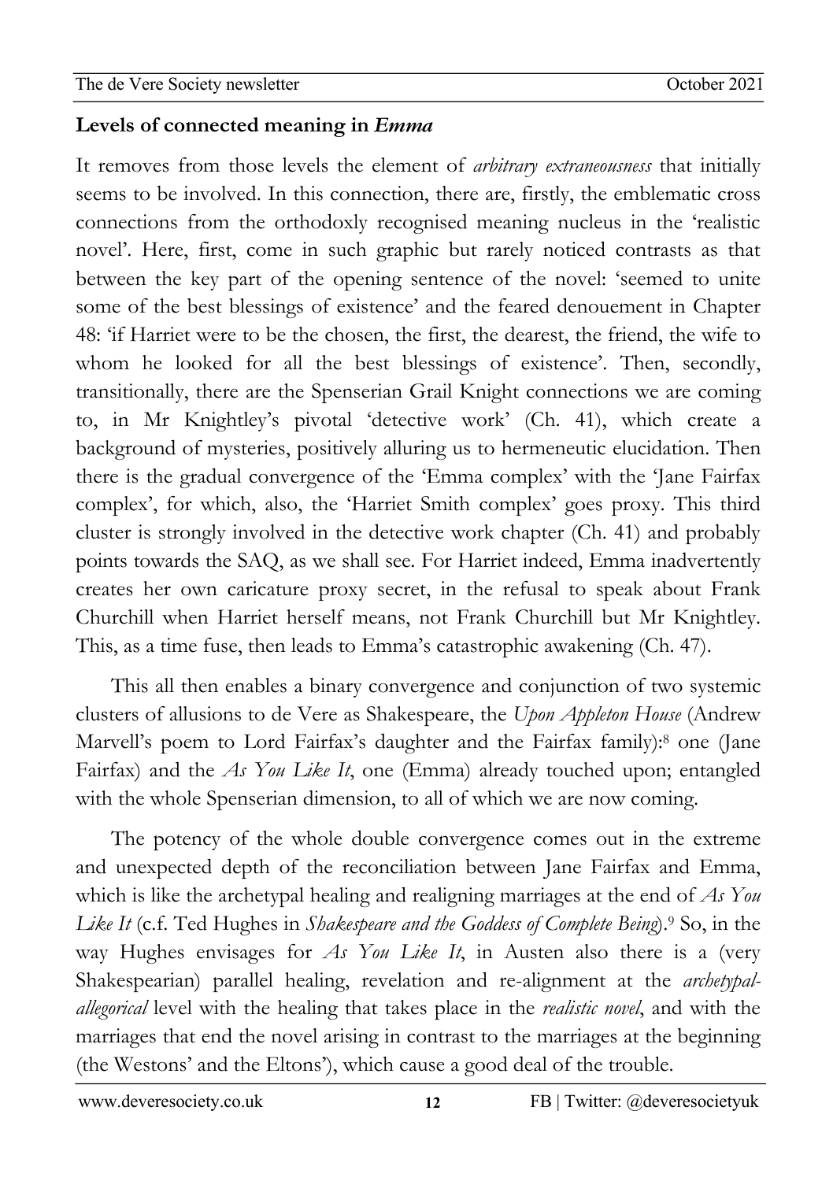## Levels of connected meaning in *Emma*

It removes from those levels the element of *arbitrary extraneousness* that initially seems to be involved. In this connection, there are, firstly, the emblematic cross connections from the orthodoxly recognised meaning nucleus in the 'realistic novel'. Here, first, come in such graphic but rarely noticed contrasts as that between the key part of the opening sentence of the novel: 'seemed to unite some of the best blessings of existence' and the feared denouement in Chapter 48: 'if Harriet were to be the chosen, the first, the dearest, the friend, the wife to whom he looked for all the best blessings of existence'. Then, secondly, transitionally, there are the Spenserian Grail Knight connections we are coming to, in Mr Knightley's pivotal 'detective work' (Ch. 41), which create a background of mysteries, positively alluring us to hermeneutic elucidation. Then there is the gradual convergence of the 'Emma complex' with the 'Jane Fairfax complex', for which, also, the 'Harriet Smith complex' goes proxy. This third cluster is strongly involved in the detective work chapter (Ch. 41) and probably points towards the SAQ, as we shall see. For Harriet indeed, Emma inadvertently creates her own caricature proxy secret, in the refusal to speak about Frank Churchill when Harriet herself means, not Frank Churchill but Mr Knightley. This, as a time fuse, then leads to Emma's catastrophic awakening (Ch. 47).

This all then enables a binary convergence and conjunction of two systemic clusters of allusions to de Vere as Shakespeare, the *Upon Appleton House* (Andrew Marvell's poem to Lord Fairfax's daughter and the Fairfax family):[8] one (Jane Fairfax) and the *As You Like It*, one (Emma) already touched upon; entangled with the whole Spenserian dimension, to all of which we are now coming.

The potency of the whole double convergence comes out in the extreme and unexpected depth of the reconciliation between Jane Fairfax and Emma, which is like the archetypal healing and realigning marriages at the end of *As You Like It* (c.f. Ted Hughes in *Shakespeare and the Goddess of Complete Being*).[9] So, in the way Hughes envisages for *As You Like It*, in Austen also there is a (very Shakespearian) parallel healing, revelation and re-alignment at the *archetypal-allegorical* level with the healing that takes place in the *realistic novel*, and with the marriages that end the novel arising in contrast to the marriages at the beginning (the Westons' and the Eltons'), which cause a good deal of the trouble.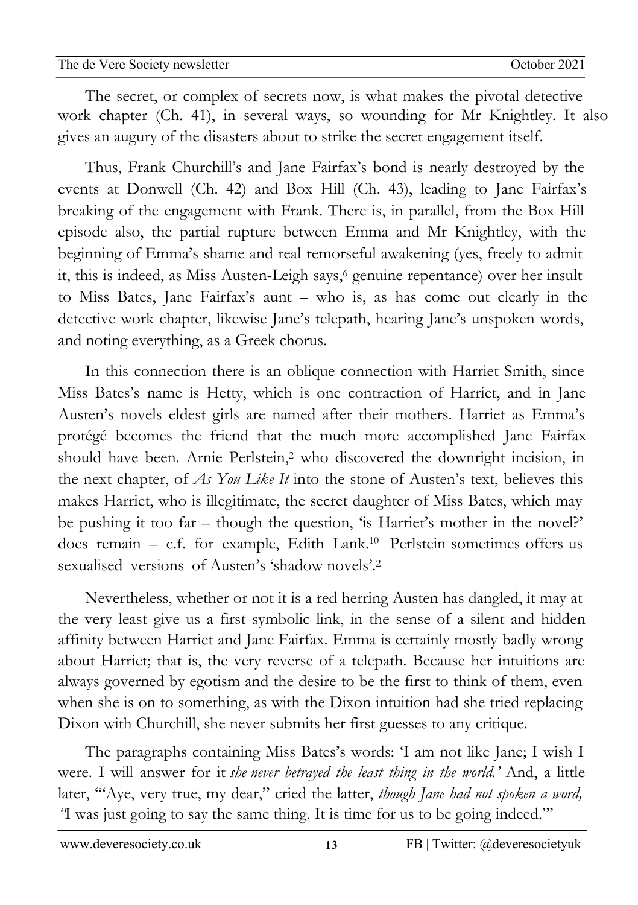The secret, or complex of secrets now, is what makes the pivotal detective work chapter (Ch. 41), in several ways, so wounding for Mr Knightley. It also gives an augury of the disasters about to strike the secret engagement itself.

Thus, Frank Churchill's and Jane Fairfax's bond is nearly destroyed by the events at Donwell (Ch. 42) and Box Hill (Ch. 43), leading to Jane Fairfax's breaking of the engagement with Frank. There is, in parallel, from the Box Hill episode also, the partial rupture between Emma and Mr Knightley, with the beginning of Emma's shame and real remorseful awakening (yes, freely to admit it, this is indeed, as Miss Austen-Leigh says,[6] genuine repentance) over her insult to Miss Bates, Jane Fairfax's aunt – who is, as has come out clearly in the detective work chapter, likewise Jane's telepath, hearing Jane's unspoken words, and noting everything, as a Greek chorus.

In this connection there is an oblique connection with Harriet Smith, since Miss Bates's name is Hetty, which is one contraction of Harriet, and in Jane Austen's novels eldest girls are named after their mothers. Harriet as Emma's protégé becomes the friend that the much more accomplished Jane Fairfax should have been. Arnie Perlstein,[2] who discovered the downright incision, in the next chapter, of *As You Like It* into the stone of Austen's text, believes this makes Harriet, who is illegitimate, the secret daughter of Miss Bates, which may be pushing it too far – though the question, 'is Harriet's mother in the novel?' does remain – c.f. for example, Edith Lank.[10] Perlstein sometimes offers us sexualised versions of Austen's 'shadow novels'.[2]

Nevertheless, whether or not it is a red herring Austen has dangled, it may at the very least give us a first symbolic link, in the sense of a silent and hidden affinity between Harriet and Jane Fairfax. Emma is certainly mostly badly wrong about Harriet; that is, the very reverse of a telepath. Because her intuitions are always governed by egotism and the desire to be the first to think of them, even when she is on to something, as with the Dixon intuition had she tried replacing Dixon with Churchill, she never submits her first guesses to any critique.

The paragraphs containing Miss Bates's words: 'I am not like Jane; I wish I were. I will answer for it *she never betrayed the least thing in the world.'* And, a little later, '"Aye, very true, my dear," cried the latter, *though Jane had not spoken a word, "*I was just going to say the same thing. It is time for us to be going indeed."'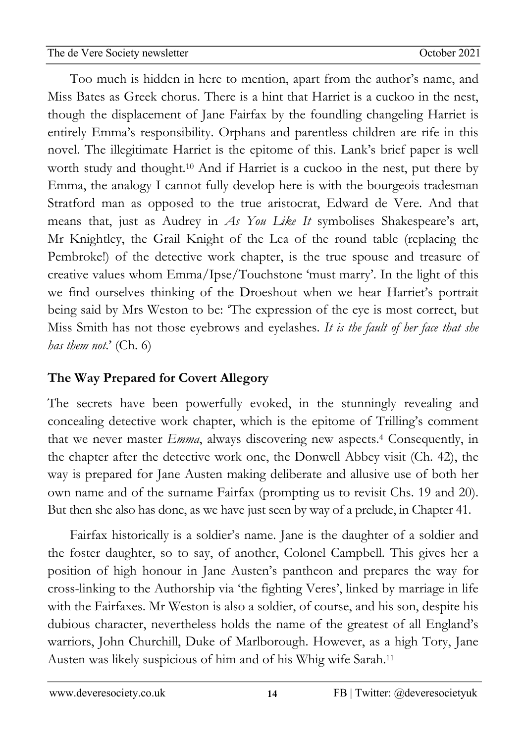Too much is hidden in here to mention, apart from the author's name, and Miss Bates as Greek chorus. There is a hint that Harriet is a cuckoo in the nest, though the displacement of Jane Fairfax by the foundling changeling Harriet is entirely Emma's responsibility. Orphans and parentless children are rife in this novel. The illegitimate Harriet is the epitome of this. Lank's brief paper is well worth study and thought.[10] And if Harriet is a cuckoo in the nest, put there by Emma, the analogy I cannot fully develop here is with the bourgeois tradesman Stratford man as opposed to the true aristocrat, Edward de Vere. And that means that, just as Audrey in *As You Like It* symbolises Shakespeare's art, Mr Knightley, the Grail Knight of the Lea of the round table (replacing the Pembroke!) of the detective work chapter, is the true spouse and treasure of creative values whom Emma/Ipse/Touchstone 'must marry'. In the light of this we find ourselves thinking of the Droeshout when we hear Harriet's portrait being said by Mrs Weston to be: 'The expression of the eye is most correct, but Miss Smith has not those eyebrows and eyelashes. *It is the fault of her face that she has them not*.' (Ch. 6)

## The Way Prepared for Covert Allegory

The secrets have been powerfully evoked, in the stunningly revealing and concealing detective work chapter, which is the epitome of Trilling's comment that we never master *Emma*, always discovering new aspects.[4] Consequently, in the chapter after the detective work one, the Donwell Abbey visit (Ch. 42), the way is prepared for Jane Austen making deliberate and allusive use of both her own name and of the surname Fairfax (prompting us to revisit Chs. 19 and 20). But then she also has done, as we have just seen by way of a prelude, in Chapter 41.

Fairfax historically is a soldier's name. Jane is the daughter of a soldier and the foster daughter, so to say, of another, Colonel Campbell. This gives her a position of high honour in Jane Austen's pantheon and prepares the way for cross-linking to the Authorship via 'the fighting Veres', linked by marriage in life with the Fairfaxes. Mr Weston is also a soldier, of course, and his son, despite his dubious character, nevertheless holds the name of the greatest of all England's warriors, John Churchill, Duke of Marlborough. However, as a high Tory, Jane Austen was likely suspicious of him and of his Whig wife Sarah.[11]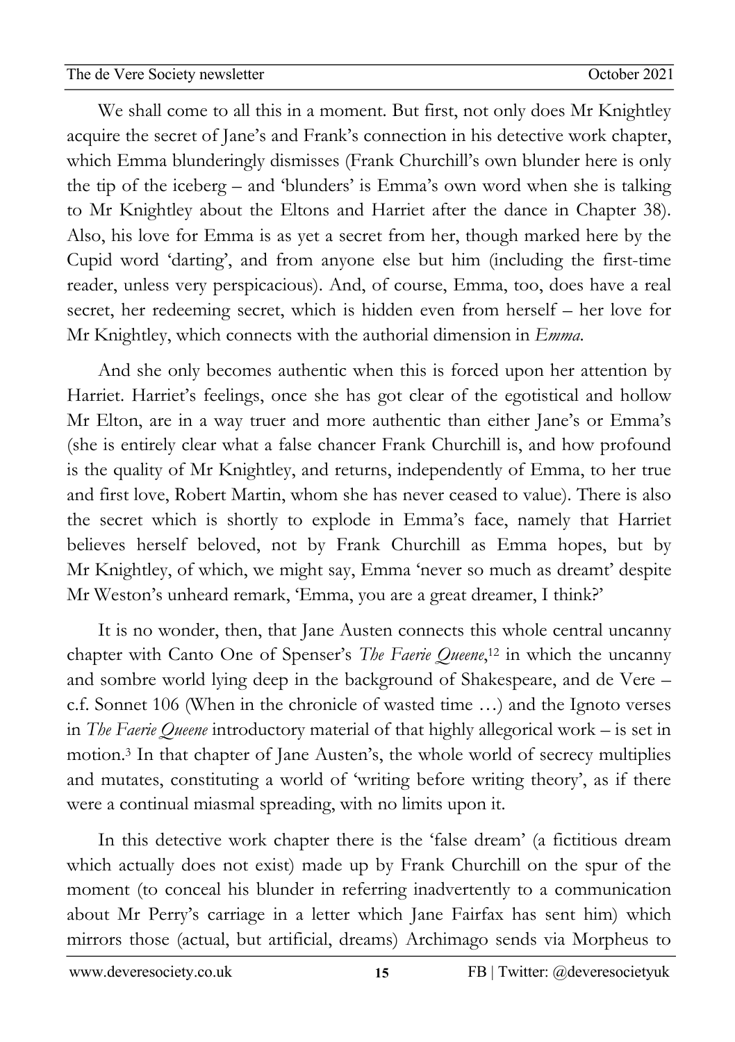We shall come to all this in a moment. But first, not only does Mr Knightley acquire the secret of Jane's and Frank's connection in his detective work chapter, which Emma blunderingly dismisses (Frank Churchill's own blunder here is only the tip of the iceberg – and 'blunders' is Emma's own word when she is talking to Mr Knightley about the Eltons and Harriet after the dance in Chapter 38). Also, his love for Emma is as yet a secret from her, though marked here by the Cupid word 'darting', and from anyone else but him (including the first-time reader, unless very perspicacious). And, of course, Emma, too, does have a real secret, her redeeming secret, which is hidden even from herself – her love for Mr Knightley, which connects with the authorial dimension in *Emma*.

And she only becomes authentic when this is forced upon her attention by Harriet. Harriet's feelings, once she has got clear of the egotistical and hollow Mr Elton, are in a way truer and more authentic than either Jane's or Emma's (she is entirely clear what a false chancer Frank Churchill is, and how profound is the quality of Mr Knightley, and returns, independently of Emma, to her true and first love, Robert Martin, whom she has never ceased to value). There is also the secret which is shortly to explode in Emma's face, namely that Harriet believes herself beloved, not by Frank Churchill as Emma hopes, but by Mr Knightley, of which, we might say, Emma 'never so much as dreamt' despite Mr Weston's unheard remark, 'Emma, you are a great dreamer, I think?'

It is no wonder, then, that Jane Austen connects this whole central uncanny chapter with Canto One of Spenser's *The Faerie Queene*,[12] in which the uncanny and sombre world lying deep in the background of Shakespeare, and de Vere – c.f. Sonnet 106 (When in the chronicle of wasted time …) and the Ignoto verses in *The Faerie Queene* introductory material of that highly allegorical work – is set in motion.[3] In that chapter of Jane Austen's, the whole world of secrecy multiplies and mutates, constituting a world of 'writing before writing theory', as if there were a continual miasmal spreading, with no limits upon it.

In this detective work chapter there is the 'false dream' (a fictitious dream which actually does not exist) made up by Frank Churchill on the spur of the moment (to conceal his blunder in referring inadvertently to a communication about Mr Perry's carriage in a letter which Jane Fairfax has sent him) which mirrors those (actual, but artificial, dreams) Archimago sends via Morpheus to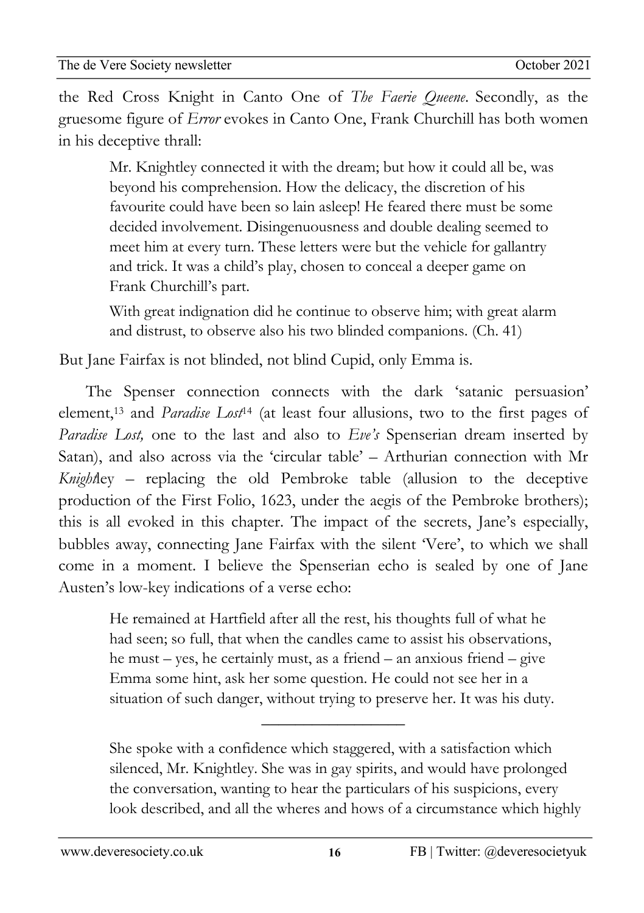the Red Cross Knight in Canto One of *The Faerie Queene*. Secondly, as the gruesome figure of *Error* evokes in Canto One, Frank Churchill has both women in his deceptive thrall:

> Mr. Knightley connected it with the dream; but how it could all be, was beyond his comprehension. How the delicacy, the discretion of his favourite could have been so lain asleep! He feared there must be some decided involvement. Disingenuousness and double dealing seemed to meet him at every turn. These letters were but the vehicle for gallantry and trick. It was a child's play, chosen to conceal a deeper game on Frank Churchill's part.
>
> With great indignation did he continue to observe him; with great alarm and distrust, to observe also his two blinded companions. (Ch. 41)

But Jane Fairfax is not blinded, not blind Cupid, only Emma is.

The Spenser connection connects with the dark 'satanic persuasion' element,[13] and *Paradise Lost*[14] (at least four allusions, two to the first pages of *Paradise Lost,* one to the last and also to *Eve's* Spenserian dream inserted by Satan), and also across via the 'circular table' – Arthurian connection with Mr *Knight*ley – replacing the old Pembroke table (allusion to the deceptive production of the First Folio, 1623, under the aegis of the Pembroke brothers); this is all evoked in this chapter. The impact of the secrets, Jane's especially, bubbles away, connecting Jane Fairfax with the silent 'Vere', to which we shall come in a moment. I believe the Spenserian echo is sealed by one of Jane Austen's low-key indications of a verse echo:

> He remained at Hartfield after all the rest, his thoughts full of what he had seen; so full, that when the candles came to assist his observations, he must – yes, he certainly must, as a friend – an anxious friend – give Emma some hint, ask her some question. He could not see her in a situation of such danger, without trying to preserve her. It was his duty.
>
> ___________________
>
> She spoke with a confidence which staggered, with a satisfaction which silenced, Mr. Knightley. She was in gay spirits, and would have prolonged the conversation, wanting to hear the particulars of his suspicions, every look described, and all the wheres and hows of a circumstance which highly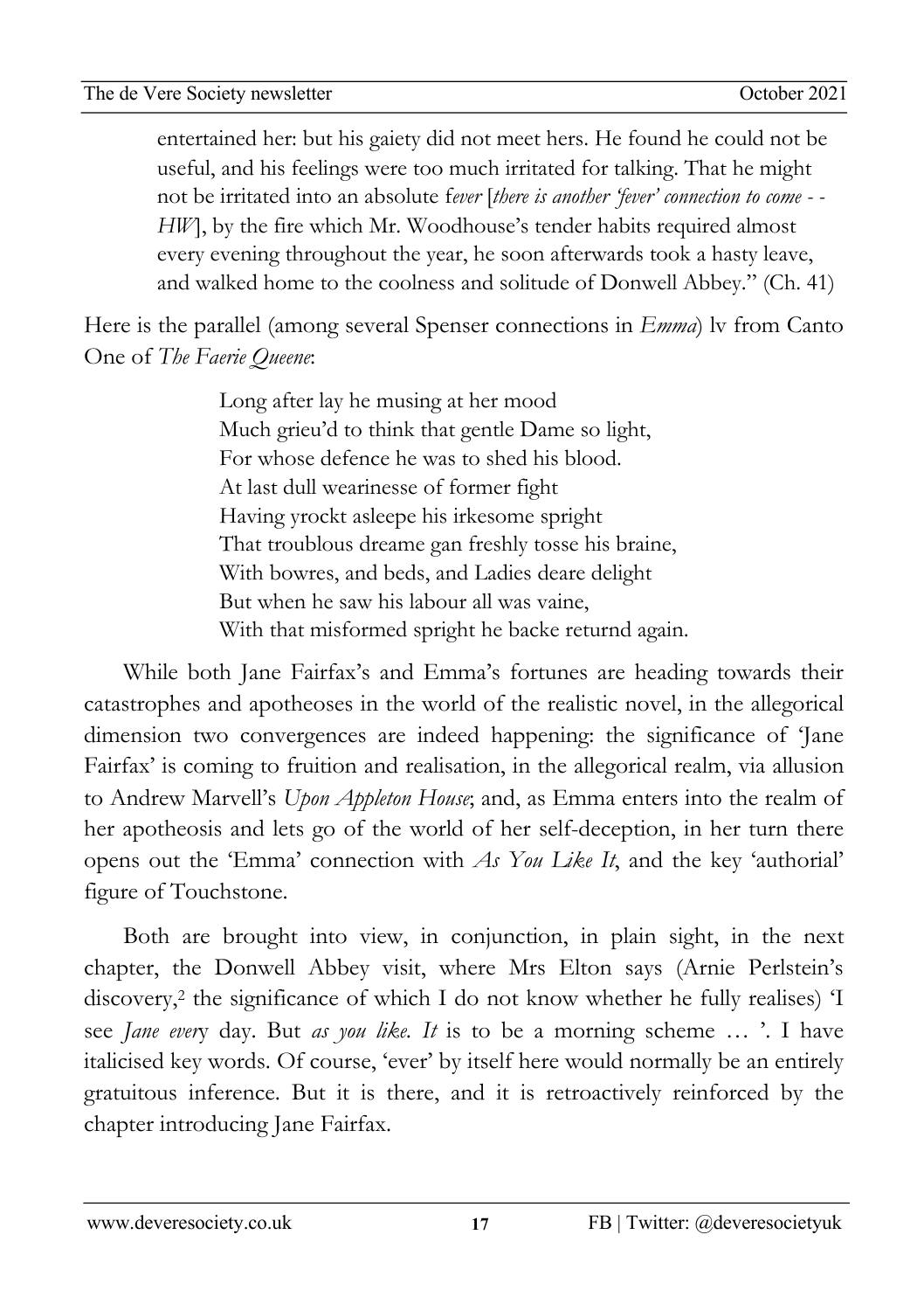entertained her: but his gaiety did not meet hers. He found he could not be useful, and his feelings were too much irritated for talking. That he might not be irritated into an absolute f*ever* [*there is another 'fever' connection to come - - HW*], by the fire which Mr. Woodhouse's tender habits required almost every evening throughout the year, he soon afterwards took a hasty leave, and walked home to the coolness and solitude of Donwell Abbey." (Ch. 41)

Here is the parallel (among several Spenser connections in *Emma*) lv from Canto One of *The Faerie Queene*:

> Long after lay he musing at her mood
> Much grieu'd to think that gentle Dame so light,
> For whose defence he was to shed his blood.
> At last dull wearinesse of former fight
> Having yrockt asleepe his irkesome spright
> That troublous dreame gan freshly tosse his braine,
> With bowres, and beds, and Ladies deare delight
> But when he saw his labour all was vaine,
> With that misformed spright he backe returnd again.

While both Jane Fairfax's and Emma's fortunes are heading towards their catastrophes and apotheoses in the world of the realistic novel, in the allegorical dimension two convergences are indeed happening: the significance of 'Jane Fairfax' is coming to fruition and realisation, in the allegorical realm, via allusion to Andrew Marvell's *Upon Appleton House*; and, as Emma enters into the realm of her apotheosis and lets go of the world of her self-deception, in her turn there opens out the 'Emma' connection with *As You Like It*, and the key 'authorial' figure of Touchstone.

Both are brought into view, in conjunction, in plain sight, in the next chapter, the Donwell Abbey visit, where Mrs Elton says (Arnie Perlstein's discovery,[2] the significance of which I do not know whether he fully realises) 'I see *Jane ever*y day. But *as you like. It* is to be a morning scheme … '. I have italicised key words. Of course, 'ever' by itself here would normally be an entirely gratuitous inference. But it is there, and it is retroactively reinforced by the chapter introducing Jane Fairfax.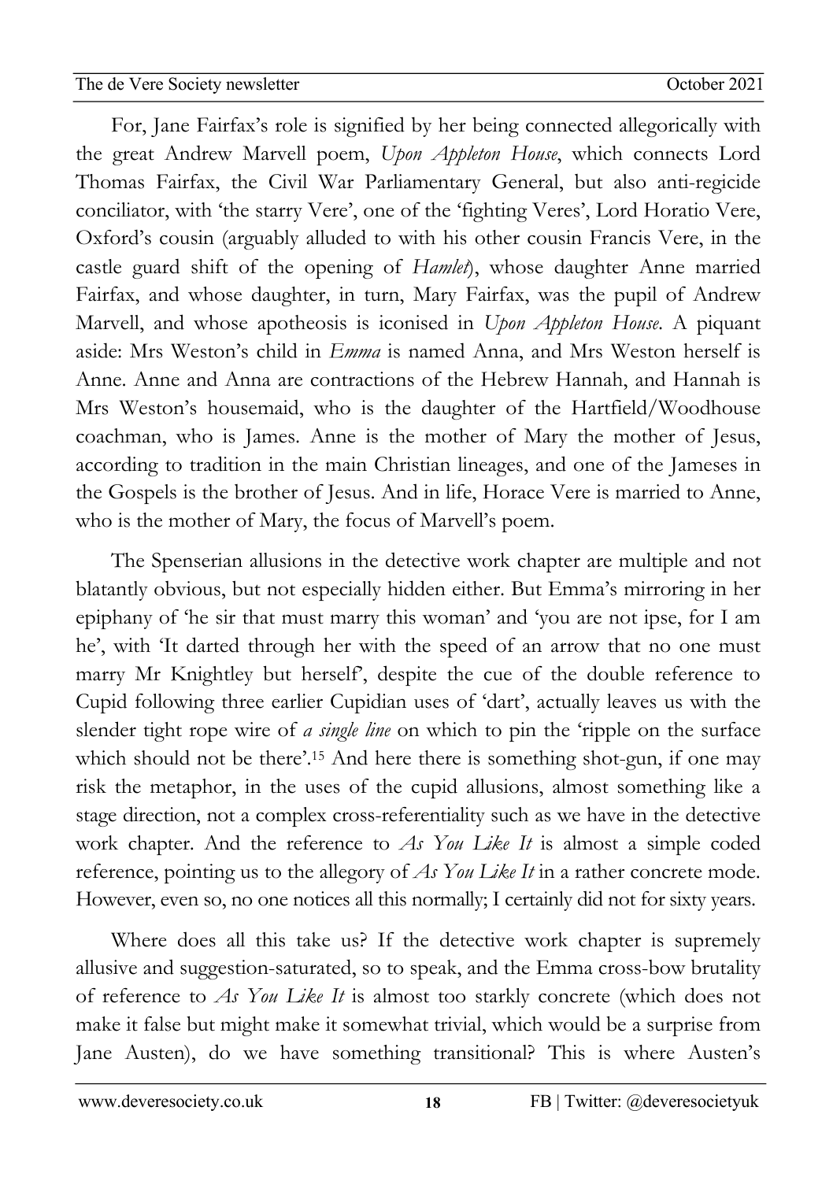For, Jane Fairfax's role is signified by her being connected allegorically with the great Andrew Marvell poem, *Upon Appleton House*, which connects Lord Thomas Fairfax, the Civil War Parliamentary General, but also anti-regicide conciliator, with 'the starry Vere', one of the 'fighting Veres', Lord Horatio Vere, Oxford's cousin (arguably alluded to with his other cousin Francis Vere, in the castle guard shift of the opening of *Hamlet*), whose daughter Anne married Fairfax, and whose daughter, in turn, Mary Fairfax, was the pupil of Andrew Marvell, and whose apotheosis is iconised in *Upon Appleton House*. A piquant aside: Mrs Weston's child in *Emma* is named Anna, and Mrs Weston herself is Anne. Anne and Anna are contractions of the Hebrew Hannah, and Hannah is Mrs Weston's housemaid, who is the daughter of the Hartfield/Woodhouse coachman, who is James. Anne is the mother of Mary the mother of Jesus, according to tradition in the main Christian lineages, and one of the Jameses in the Gospels is the brother of Jesus. And in life, Horace Vere is married to Anne, who is the mother of Mary, the focus of Marvell's poem.

The Spenserian allusions in the detective work chapter are multiple and not blatantly obvious, but not especially hidden either. But Emma's mirroring in her epiphany of 'he sir that must marry this woman' and 'you are not ipse, for I am he', with 'It darted through her with the speed of an arrow that no one must marry Mr Knightley but herself', despite the cue of the double reference to Cupid following three earlier Cupidian uses of 'dart', actually leaves us with the slender tight rope wire of *a single line* on which to pin the 'ripple on the surface which should not be there'.[15] And here there is something shot-gun, if one may risk the metaphor, in the uses of the cupid allusions, almost something like a stage direction, not a complex cross-referentiality such as we have in the detective work chapter. And the reference to *As You Like It* is almost a simple coded reference, pointing us to the allegory of *As You Like It* in a rather concrete mode. However, even so, no one notices all this normally; I certainly did not for sixty years.

Where does all this take us? If the detective work chapter is supremely allusive and suggestion-saturated, so to speak, and the Emma cross-bow brutality of reference to *As You Like It* is almost too starkly concrete (which does not make it false but might make it somewhat trivial, which would be a surprise from Jane Austen), do we have something transitional? This is where Austen's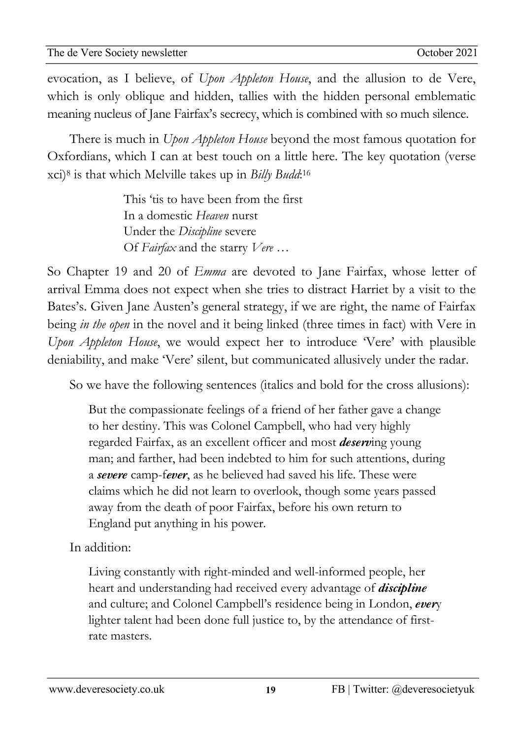evocation, as I believe, of *Upon Appleton House*, and the allusion to de Vere, which is only oblique and hidden, tallies with the hidden personal emblematic meaning nucleus of Jane Fairfax's secrecy, which is combined with so much silence.

There is much in *Upon Appleton House* beyond the most famous quotation for Oxfordians, which I can at best touch on a little here. The key quotation (verse xci)[8] is that which Melville takes up in *Billy Budd*:[16]

> This 'tis to have been from the first
> In a domestic *Heaven* nurst
> Under the *Discipline* severe
> Of *Fairfax* and the starry *Vere* …

So Chapter 19 and 20 of *Emma* are devoted to Jane Fairfax, whose letter of arrival Emma does not expect when she tries to distract Harriet by a visit to the Bates's. Given Jane Austen's general strategy, if we are right, the name of Fairfax being *in the open* in the novel and it being linked (three times in fact) with Vere in *Upon Appleton House*, we would expect her to introduce 'Vere' with plausible deniability, and make 'Vere' silent, but communicated allusively under the radar.

So we have the following sentences (italics and bold for the cross allusions):

> But the compassionate feelings of a friend of her father gave a change to her destiny. This was Colonel Campbell, who had very highly regarded Fairfax, as an excellent officer and most ***deserv***ing young man; and farther, had been indebted to him for such attentions, during a ***severe*** camp-f***ever***, as he believed had saved his life. These were claims which he did not learn to overlook, though some years passed away from the death of poor Fairfax, before his own return to England put anything in his power.

In addition:

> Living constantly with right-minded and well-informed people, her heart and understanding had received every advantage of ***discipline*** and culture; and Colonel Campbell's residence being in London, ***ever***y lighter talent had been done full justice to, by the attendance of first-rate masters.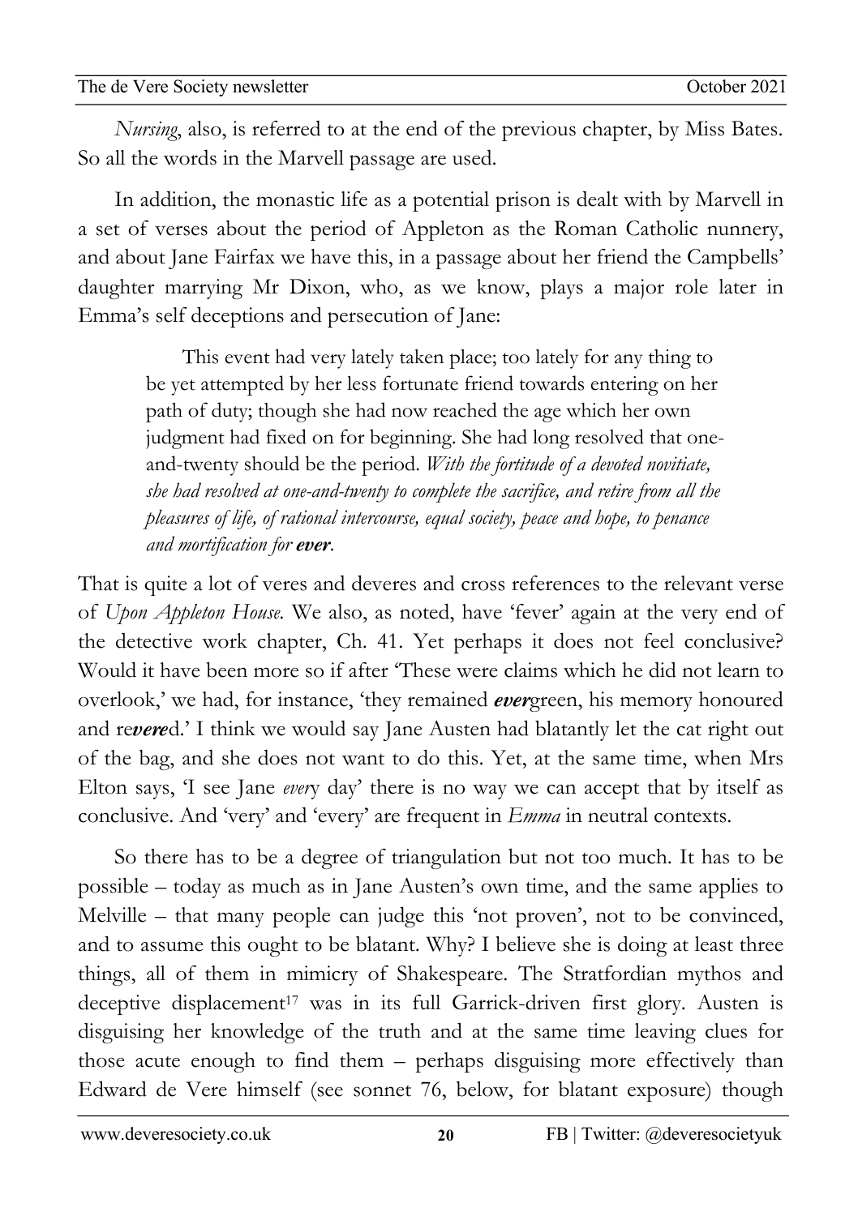*Nursing*, also, is referred to at the end of the previous chapter, by Miss Bates. So all the words in the Marvell passage are used.

In addition, the monastic life as a potential prison is dealt with by Marvell in a set of verses about the period of Appleton as the Roman Catholic nunnery, and about Jane Fairfax we have this, in a passage about her friend the Campbells' daughter marrying Mr Dixon, who, as we know, plays a major role later in Emma's self deceptions and persecution of Jane:

> This event had very lately taken place; too lately for any thing to be yet attempted by her less fortunate friend towards entering on her path of duty; though she had now reached the age which her own judgment had fixed on for beginning. She had long resolved that one-and-twenty should be the period. *With the fortitude of a devoted novitiate, she had resolved at one-and-twenty to complete the sacrifice, and retire from all the pleasures of life, of rational intercourse, equal society, peace and hope, to penance and mortification for **ever**.*

That is quite a lot of veres and deveres and cross references to the relevant verse of *Upon Appleton House.* We also, as noted, have 'fever' again at the very end of the detective work chapter, Ch. 41. Yet perhaps it does not feel conclusive? Would it have been more so if after 'These were claims which he did not learn to overlook,' we had, for instance, 'they remained ***ever***green, his memory honoured and re***vere***d.' I think we would say Jane Austen had blatantly let the cat right out of the bag, and she does not want to do this. Yet, at the same time, when Mrs Elton says, 'I see Jane *ever*y day' there is no way we can accept that by itself as conclusive. And 'very' and 'every' are frequent in *Emma* in neutral contexts.

So there has to be a degree of triangulation but not too much. It has to be possible – today as much as in Jane Austen's own time, and the same applies to Melville – that many people can judge this 'not proven', not to be convinced, and to assume this ought to be blatant. Why? I believe she is doing at least three things, all of them in mimicry of Shakespeare. The Stratfordian mythos and deceptive displacement[17] was in its full Garrick-driven first glory. Austen is disguising her knowledge of the truth and at the same time leaving clues for those acute enough to find them – perhaps disguising more effectively than Edward de Vere himself (see sonnet 76, below, for blatant exposure) though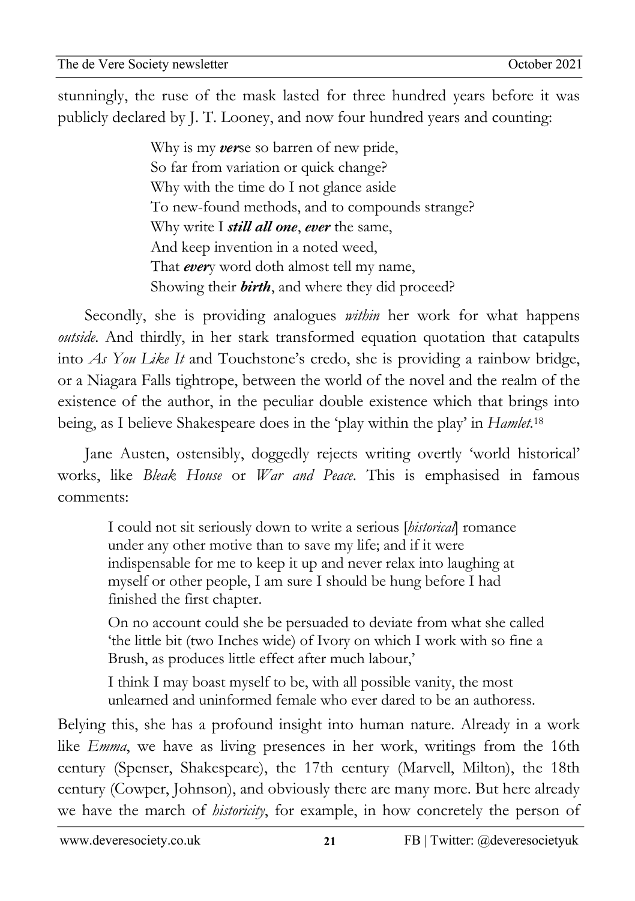stunningly, the ruse of the mask lasted for three hundred years before it was publicly declared by J. T. Looney, and now four hundred years and counting:

> Why is my ***ver***se so barren of new pride,
> So far from variation or quick change?
> Why with the time do I not glance aside
> To new-found methods, and to compounds strange?
> Why write I ***still all one***, ***ever*** the same,
> And keep invention in a noted weed,
> That ***ever***y word doth almost tell my name,
> Showing their ***birth***, and where they did proceed?

Secondly, she is providing analogues *within* her work for what happens *outside*. And thirdly, in her stark transformed equation quotation that catapults into *As You Like It* and Touchstone's credo, she is providing a rainbow bridge, or a Niagara Falls tightrope, between the world of the novel and the realm of the existence of the author, in the peculiar double existence which that brings into being, as I believe Shakespeare does in the 'play within the play' in *Hamlet*.[18]

Jane Austen, ostensibly, doggedly rejects writing overtly 'world historical' works, like *Bleak House* or *War and Peace*. This is emphasised in famous comments:

> I could not sit seriously down to write a serious [*historical*] romance under any other motive than to save my life; and if it were indispensable for me to keep it up and never relax into laughing at myself or other people, I am sure I should be hung before I had finished the first chapter.
>
> On no account could she be persuaded to deviate from what she called 'the little bit (two Inches wide) of Ivory on which I work with so fine a Brush, as produces little effect after much labour,'
>
> I think I may boast myself to be, with all possible vanity, the most unlearned and uninformed female who ever dared to be an authoress.

Belying this, she has a profound insight into human nature. Already in a work like *Emma*, we have as living presences in her work, writings from the 16th century (Spenser, Shakespeare), the 17th century (Marvell, Milton), the 18th century (Cowper, Johnson), and obviously there are many more. But here already we have the march of *historicity*, for example, in how concretely the person of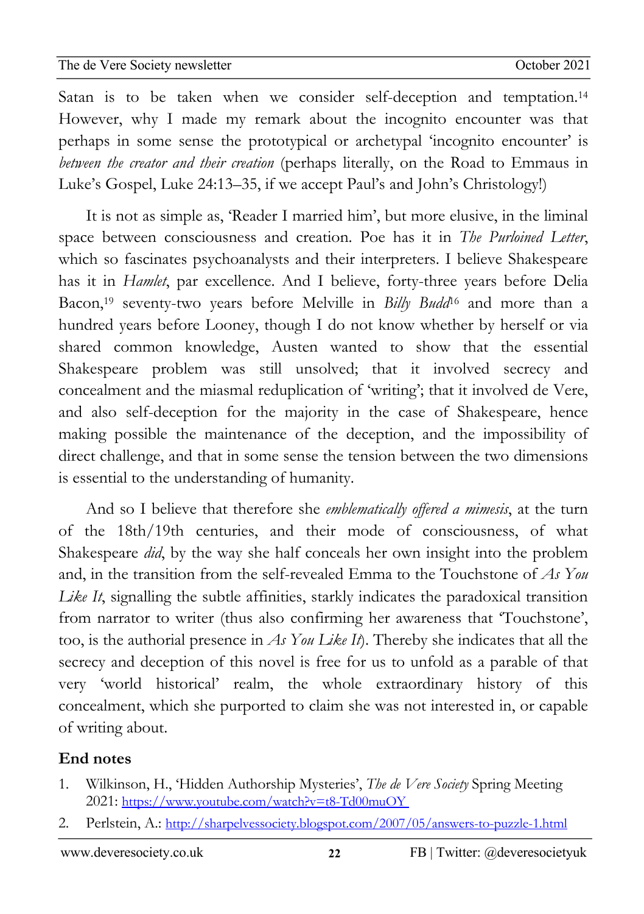Satan is to be taken when we consider self-deception and temptation.[14] However, why I made my remark about the incognito encounter was that perhaps in some sense the prototypical or archetypal 'incognito encounter' is *between the creator and their creation* (perhaps literally, on the Road to Emmaus in Luke's Gospel, Luke 24:13–35, if we accept Paul's and John's Christology!)

It is not as simple as, 'Reader I married him', but more elusive, in the liminal space between consciousness and creation. Poe has it in *The Purloined Letter*, which so fascinates psychoanalysts and their interpreters. I believe Shakespeare has it in *Hamlet*, par excellence. And I believe, forty-three years before Delia Bacon,[19] seventy-two years before Melville in *Billy Budd*[16] and more than a hundred years before Looney, though I do not know whether by herself or via shared common knowledge, Austen wanted to show that the essential Shakespeare problem was still unsolved; that it involved secrecy and concealment and the miasmal reduplication of 'writing'; that it involved de Vere, and also self-deception for the majority in the case of Shakespeare, hence making possible the maintenance of the deception, and the impossibility of direct challenge, and that in some sense the tension between the two dimensions is essential to the understanding of humanity.

And so I believe that therefore she *emblematically offered a mimesis*, at the turn of the 18th/19th centuries, and their mode of consciousness, of what Shakespeare *did*, by the way she half conceals her own insight into the problem and, in the transition from the self-revealed Emma to the Touchstone of *As You Like It*, signalling the subtle affinities, starkly indicates the paradoxical transition from narrator to writer (thus also confirming her awareness that 'Touchstone', too, is the authorial presence in *As You Like It*). Thereby she indicates that all the secrecy and deception of this novel is free for us to unfold as a parable of that very 'world historical' realm, the whole extraordinary history of this concealment, which she purported to claim she was not interested in, or capable of writing about.

## End notes

1. Wilkinson, H., 'Hidden Authorship Mysteries', *The de Vere Society* Spring Meeting 2021: https://www.youtube.com/watch?v=t8-Td00muOY
2. Perlstein, A.: http://sharpelvessociety.blogspot.com/2007/05/answers-to-puzzle-1.html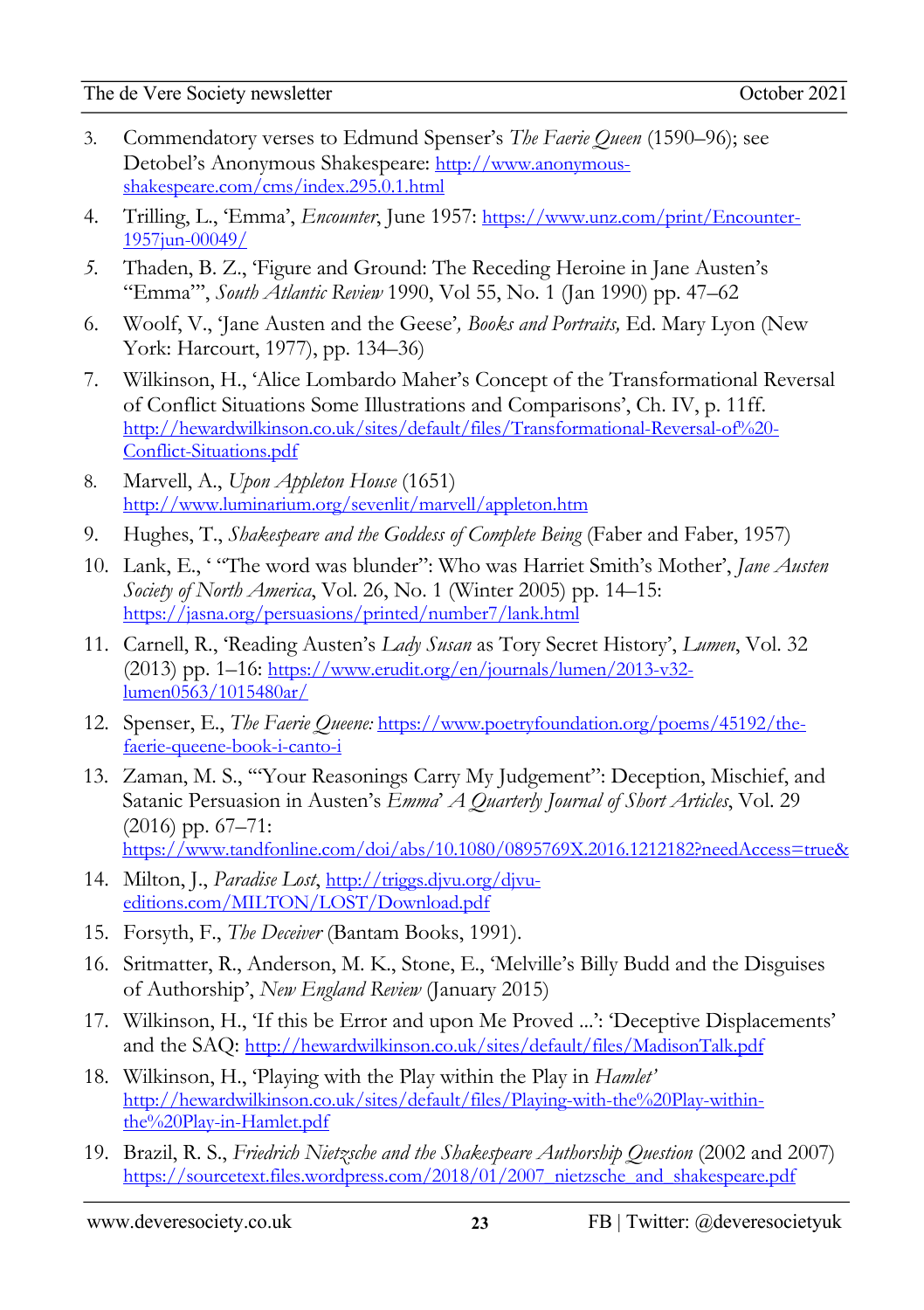3. Commendatory verses to Edmund Spenser's *The Faerie Queen* (1590–96); see Detobel's Anonymous Shakespeare: http://www.anonymous-shakespeare.com/cms/index.295.0.1.html
4. Trilling, L., 'Emma', *Encounter*, June 1957: https://www.unz.com/print/Encounter-1957jun-00049/
5. Thaden, B. Z., 'Figure and Ground: The Receding Heroine in Jane Austen's "Emma"', *South Atlantic Review* 1990, Vol 55, No. 1 (Jan 1990) pp. 47–62
6. Woolf, V., 'Jane Austen and the Geese'*, Books and Portraits,* Ed. Mary Lyon (New York: Harcourt, 1977), pp. 134–36)
7. Wilkinson, H., 'Alice Lombardo Maher's Concept of the Transformational Reversal of Conflict Situations Some Illustrations and Comparisons', Ch. IV, p. 11ff. http://hewardwilkinson.co.uk/sites/default/files/Transformational-Reversal-of%20-Conflict-Situations.pdf
8. Marvell, A., *Upon Appleton House* (1651) http://www.luminarium.org/sevenlit/marvell/appleton.htm
9. Hughes, T., *Shakespeare and the Goddess of Complete Being* (Faber and Faber, 1957)
10. Lank, E., ' "The word was blunder": Who was Harriet Smith's Mother', *Jane Austen Society of North America*, Vol. 26, No. 1 (Winter 2005) pp. 14–15: https://jasna.org/persuasions/printed/number7/lank.html
11. Carnell, R., 'Reading Austen's *Lady Susan* as Tory Secret History', *Lumen*, Vol. 32 (2013) pp. 1–16: https://www.erudit.org/en/journals/lumen/2013-v32-lumen0563/1015480ar/
12. Spenser, E., *The Faerie Queene:* https://www.poetryfoundation.org/poems/45192/the-faerie-queene-book-i-canto-i
13. Zaman, M. S., '"Your Reasonings Carry My Judgement": Deception, Mischief, and Satanic Persuasion in Austen's *Emma*' *A Quarterly Journal of Short Articles*, Vol. 29 (2016) pp. 67–71: https://www.tandfonline.com/doi/abs/10.1080/0895769X.2016.1212182?needAccess=true&
14. Milton, J., *Paradise Lost*, http://triggs.djvu.org/djvu-editions.com/MILTON/LOST/Download.pdf
15. Forsyth, F., *The Deceiver* (Bantam Books, 1991).
16. Sritmatter, R., Anderson, M. K., Stone, E., 'Melville's Billy Budd and the Disguises of Authorship', *New England Review* (January 2015)
17. Wilkinson, H., 'If this be Error and upon Me Proved ...': 'Deceptive Displacements' and the SAQ: http://hewardwilkinson.co.uk/sites/default/files/MadisonTalk.pdf
18. Wilkinson, H., 'Playing with the Play within the Play in *Hamlet*' http://hewardwilkinson.co.uk/sites/default/files/Playing-with-the%20Play-within-the%20Play-in-Hamlet.pdf
19. Brazil, R. S., *Friedrich Nietzsche and the Shakespeare Authorship Question* (2002 and 2007) https://sourcetext.files.wordpress.com/2018/01/2007_nietzsche_and_shakespeare.pdf